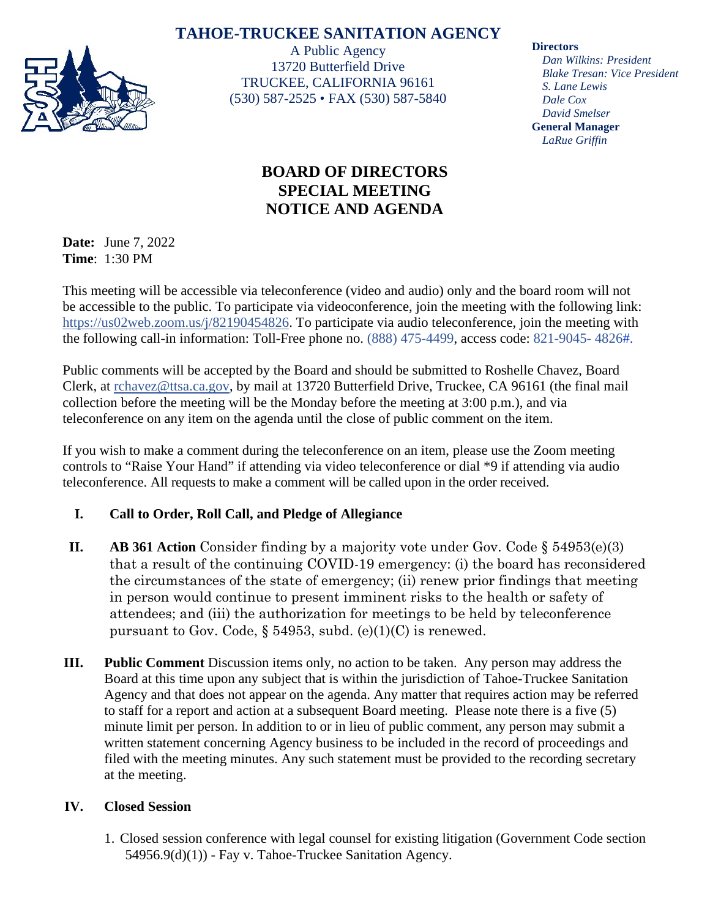# TAHOE-TRUCKEE SANITATION AGENCY

A Public Agency
13720 Butterfield Drive
TRUCKEE, CALIFORNIA 96161
(530) 587-2525 • FAX (530) 587-5840

**Directors**
*Dan Wilkins: President*
*Blake Tresan: Vice President*
*S. Lane Lewis*
*Dale Cox*
*David Smelser*
**General Manager**
*LaRue Griffin*

## BOARD OF DIRECTORS SPECIAL MEETING NOTICE AND AGENDA

**Date:** June 7, 2022
**Time**: 1:30 PM

This meeting will be accessible via teleconference (video and audio) only and the board room will not be accessible to the public. To participate via videoconference, join the meeting with the following link: https://us02web.zoom.us/j/82190454826. To participate via audio teleconference, join the meeting with the following call-in information: Toll-Free phone no. (888) 475-4499, access code: 821-9045- 4826#.

Public comments will be accepted by the Board and should be submitted to Roshelle Chavez, Board Clerk, at rchavez@ttsa.ca.gov, by mail at 13720 Butterfield Drive, Truckee, CA 96161 (the final mail collection before the meeting will be the Monday before the meeting at 3:00 p.m.), and via teleconference on any item on the agenda until the close of public comment on the item.

If you wish to make a comment during the teleconference on an item, please use the Zoom meeting controls to "Raise Your Hand" if attending via video teleconference or dial *9 if attending via audio teleconference. All requests to make a comment will be called upon in the order received.

**I. Call to Order, Roll Call, and Pledge of Allegiance**

**II. AB 361 Action** Consider finding by a majority vote under Gov. Code § 54953(e)(3) that a result of the continuing COVID-19 emergency: (i) the board has reconsidered the circumstances of the state of emergency; (ii) renew prior findings that meeting in person would continue to present imminent risks to the health or safety of attendees; and (iii) the authorization for meetings to be held by teleconference pursuant to Gov. Code, § 54953, subd. (e)(1)(C) is renewed.

**III. Public Comment** Discussion items only, no action to be taken. Any person may address the Board at this time upon any subject that is within the jurisdiction of Tahoe-Truckee Sanitation Agency and that does not appear on the agenda. Any matter that requires action may be referred to staff for a report and action at a subsequent Board meeting. Please note there is a five (5) minute limit per person. In addition to or in lieu of public comment, any person may submit a written statement concerning Agency business to be included in the record of proceedings and filed with the meeting minutes. Any such statement must be provided to the recording secretary at the meeting.

**IV. Closed Session**

1. Closed session conference with legal counsel for existing litigation (Government Code section 54956.9(d)(1)) - Fay v. Tahoe-Truckee Sanitation Agency.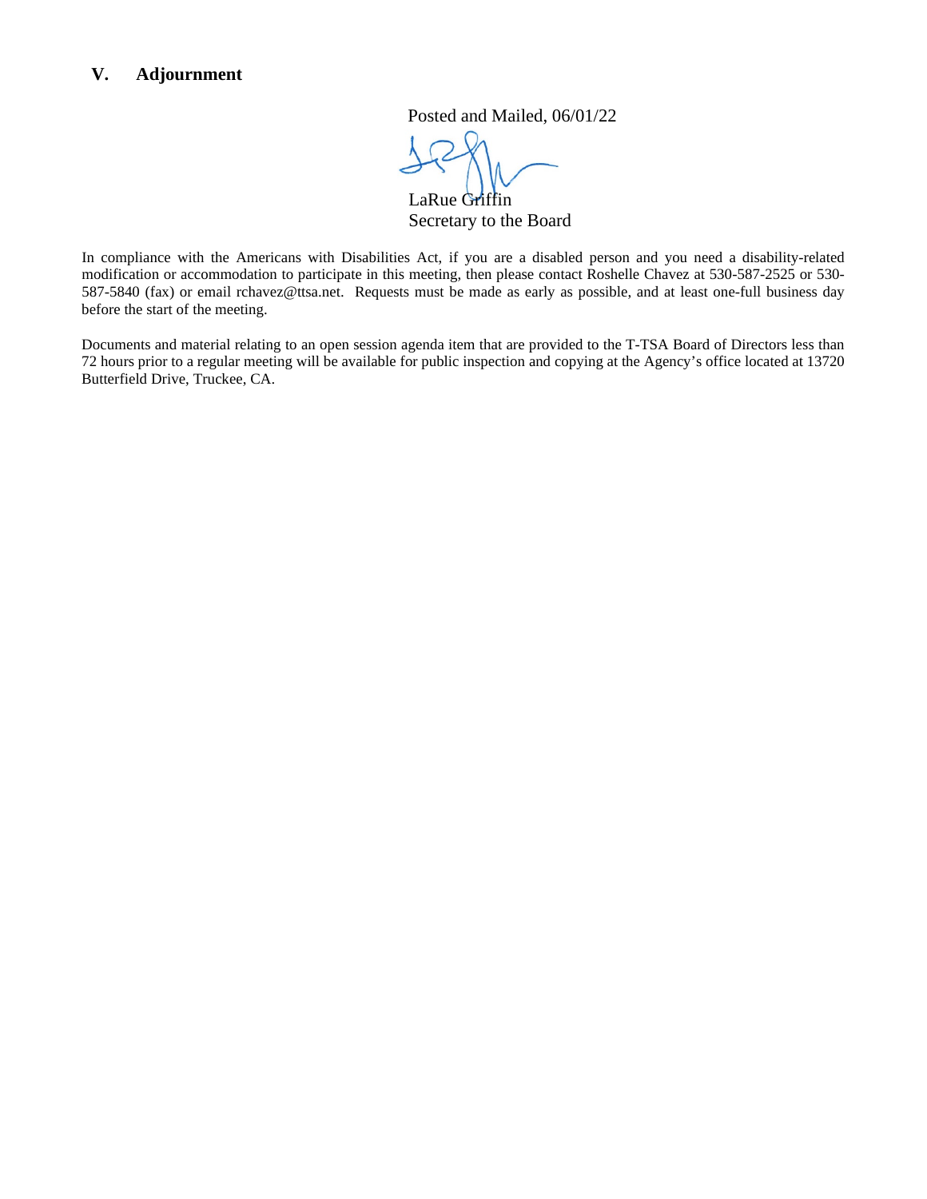## V. Adjournment

Posted and Mailed, 06/01/22

LaRue Griffin
Secretary to the Board

In compliance with the Americans with Disabilities Act, if you are a disabled person and you need a disability-related modification or accommodation to participate in this meeting, then please contact Roshelle Chavez at 530-587-2525 or 530-587-5840 (fax) or email rchavez@ttsa.net. Requests must be made as early as possible, and at least one-full business day before the start of the meeting.

Documents and material relating to an open session agenda item that are provided to the T-TSA Board of Directors less than 72 hours prior to a regular meeting will be available for public inspection and copying at the Agency's office located at 13720 Butterfield Drive, Truckee, CA.